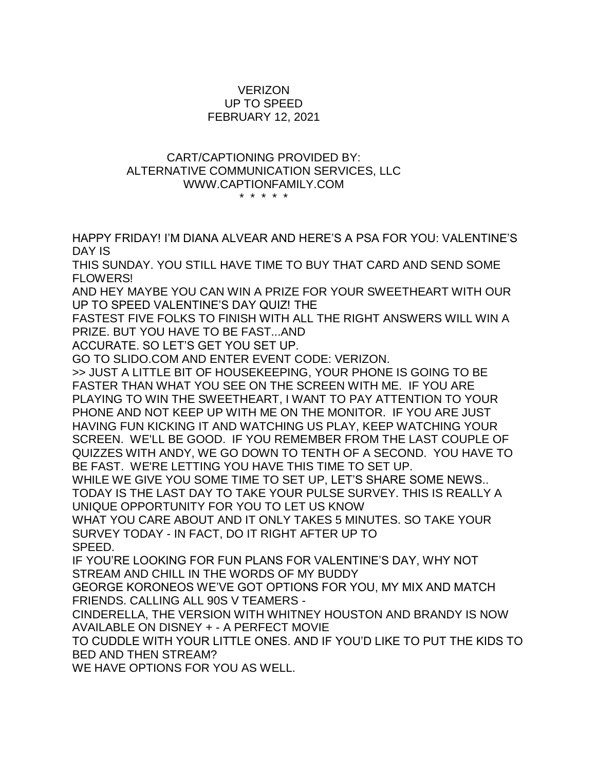VERIZON
UP TO SPEED
FEBRUARY 12, 2021

CART/CAPTIONING PROVIDED BY:
ALTERNATIVE COMMUNICATION SERVICES, LLC
WWW.CAPTIONFAMILY.COM
\* \* \* \* \*

HAPPY FRIDAY! I'M DIANA ALVEAR AND HERE'S A PSA FOR YOU: VALENTINE'S DAY IS
THIS SUNDAY. YOU STILL HAVE TIME TO BUY THAT CARD AND SEND SOME FLOWERS!
AND HEY MAYBE YOU CAN WIN A PRIZE FOR YOUR SWEETHEART WITH OUR UP TO SPEED VALENTINE'S DAY QUIZ! THE
FASTEST FIVE FOLKS TO FINISH WITH ALL THE RIGHT ANSWERS WILL WIN A PRIZE. BUT YOU HAVE TO BE FAST...AND
ACCURATE. SO LET'S GET YOU SET UP.
GO TO SLIDO.COM AND ENTER EVENT CODE: VERIZON.
>> JUST A LITTLE BIT OF HOUSEKEEPING, YOUR PHONE IS GOING TO BE FASTER THAN WHAT YOU SEE ON THE SCREEN WITH ME. IF YOU ARE PLAYING TO WIN THE SWEETHEART, I WANT TO PAY ATTENTION TO YOUR PHONE AND NOT KEEP UP WITH ME ON THE MONITOR. IF YOU ARE JUST HAVING FUN KICKING IT AND WATCHING US PLAY, KEEP WATCHING YOUR SCREEN. WE'LL BE GOOD. IF YOU REMEMBER FROM THE LAST COUPLE OF QUIZZES WITH ANDY, WE GO DOWN TO TENTH OF A SECOND. YOU HAVE TO BE FAST. WE'RE LETTING YOU HAVE THIS TIME TO SET UP.
WHILE WE GIVE YOU SOME TIME TO SET UP, LET'S SHARE SOME NEWS..
TODAY IS THE LAST DAY TO TAKE YOUR PULSE SURVEY. THIS IS REALLY A UNIQUE OPPORTUNITY FOR YOU TO LET US KNOW
WHAT YOU CARE ABOUT AND IT ONLY TAKES 5 MINUTES. SO TAKE YOUR SURVEY TODAY - IN FACT, DO IT RIGHT AFTER UP TO
SPEED.
IF YOU'RE LOOKING FOR FUN PLANS FOR VALENTINE'S DAY, WHY NOT STREAM AND CHILL IN THE WORDS OF MY BUDDY
GEORGE KORONEOS WE'VE GOT OPTIONS FOR YOU, MY MIX AND MATCH FRIENDS. CALLING ALL 90S V TEAMERS -
CINDERELLA, THE VERSION WITH WHITNEY HOUSTON AND BRANDY IS NOW AVAILABLE ON DISNEY + - A PERFECT MOVIE
TO CUDDLE WITH YOUR LITTLE ONES. AND IF YOU'D LIKE TO PUT THE KIDS TO BED AND THEN STREAM?
WE HAVE OPTIONS FOR YOU AS WELL.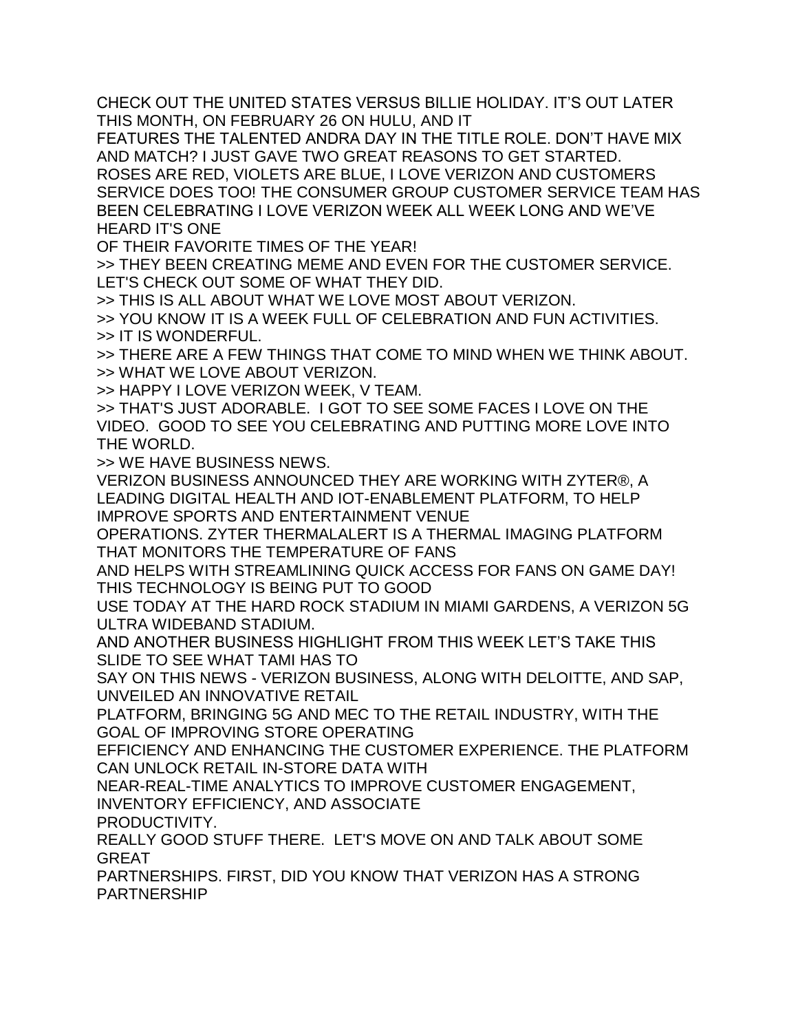CHECK OUT THE UNITED STATES VERSUS BILLIE HOLIDAY. IT'S OUT LATER THIS MONTH, ON FEBRUARY 26 ON HULU, AND IT
FEATURES THE TALENTED ANDRA DAY IN THE TITLE ROLE. DON'T HAVE MIX AND MATCH? I JUST GAVE TWO GREAT REASONS TO GET STARTED.
ROSES ARE RED, VIOLETS ARE BLUE, I LOVE VERIZON AND CUSTOMERS SERVICE DOES TOO! THE CONSUMER GROUP CUSTOMER SERVICE TEAM HAS BEEN CELEBRATING I LOVE VERIZON WEEK ALL WEEK LONG AND WE'VE HEARD IT'S ONE
OF THEIR FAVORITE TIMES OF THE YEAR!
>> THEY BEEN CREATING MEME AND EVEN FOR THE CUSTOMER SERVICE. LET'S CHECK OUT SOME OF WHAT THEY DID.
>> THIS IS ALL ABOUT WHAT WE LOVE MOST ABOUT VERIZON.
>> YOU KNOW IT IS A WEEK FULL OF CELEBRATION AND FUN ACTIVITIES.
>> IT IS WONDERFUL.
>> THERE ARE A FEW THINGS THAT COME TO MIND WHEN WE THINK ABOUT.
>> WHAT WE LOVE ABOUT VERIZON.
>> HAPPY I LOVE VERIZON WEEK, V TEAM.
>> THAT'S JUST ADORABLE. I GOT TO SEE SOME FACES I LOVE ON THE VIDEO. GOOD TO SEE YOU CELEBRATING AND PUTTING MORE LOVE INTO THE WORLD.
>> WE HAVE BUSINESS NEWS.
VERIZON BUSINESS ANNOUNCED THEY ARE WORKING WITH ZYTER®, A LEADING DIGITAL HEALTH AND IOT-ENABLEMENT PLATFORM, TO HELP IMPROVE SPORTS AND ENTERTAINMENT VENUE
OPERATIONS. ZYTER THERMALALERT IS A THERMAL IMAGING PLATFORM THAT MONITORS THE TEMPERATURE OF FANS
AND HELPS WITH STREAMLINING QUICK ACCESS FOR FANS ON GAME DAY! THIS TECHNOLOGY IS BEING PUT TO GOOD
USE TODAY AT THE HARD ROCK STADIUM IN MIAMI GARDENS, A VERIZON 5G ULTRA WIDEBAND STADIUM.
AND ANOTHER BUSINESS HIGHLIGHT FROM THIS WEEK LET'S TAKE THIS SLIDE TO SEE WHAT TAMI HAS TO
SAY ON THIS NEWS - VERIZON BUSINESS, ALONG WITH DELOITTE, AND SAP, UNVEILED AN INNOVATIVE RETAIL
PLATFORM, BRINGING 5G AND MEC TO THE RETAIL INDUSTRY, WITH THE GOAL OF IMPROVING STORE OPERATING
EFFICIENCY AND ENHANCING THE CUSTOMER EXPERIENCE. THE PLATFORM CAN UNLOCK RETAIL IN-STORE DATA WITH
NEAR-REAL-TIME ANALYTICS TO IMPROVE CUSTOMER ENGAGEMENT, INVENTORY EFFICIENCY, AND ASSOCIATE
PRODUCTIVITY.
REALLY GOOD STUFF THERE. LET'S MOVE ON AND TALK ABOUT SOME GREAT
PARTNERSHIPS. FIRST, DID YOU KNOW THAT VERIZON HAS A STRONG PARTNERSHIP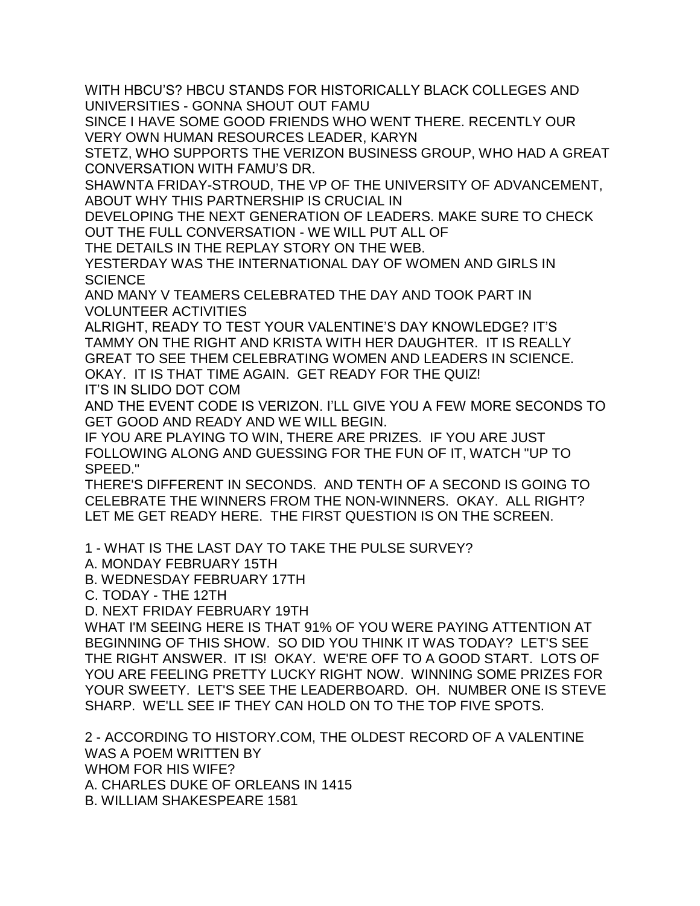WITH HBCU'S? HBCU STANDS FOR HISTORICALLY BLACK COLLEGES AND UNIVERSITIES - GONNA SHOUT OUT FAMU
SINCE I HAVE SOME GOOD FRIENDS WHO WENT THERE. RECENTLY OUR VERY OWN HUMAN RESOURCES LEADER, KARYN
STETZ, WHO SUPPORTS THE VERIZON BUSINESS GROUP, WHO HAD A GREAT CONVERSATION WITH FAMU'S DR.
SHAWNTA FRIDAY-STROUD, THE VP OF THE UNIVERSITY OF ADVANCEMENT, ABOUT WHY THIS PARTNERSHIP IS CRUCIAL IN
DEVELOPING THE NEXT GENERATION OF LEADERS. MAKE SURE TO CHECK OUT THE FULL CONVERSATION - WE WILL PUT ALL OF
THE DETAILS IN THE REPLAY STORY ON THE WEB.
YESTERDAY WAS THE INTERNATIONAL DAY OF WOMEN AND GIRLS IN SCIENCE
AND MANY V TEAMERS CELEBRATED THE DAY AND TOOK PART IN VOLUNTEER ACTIVITIES
ALRIGHT, READY TO TEST YOUR VALENTINE'S DAY KNOWLEDGE? IT'S TAMMY ON THE RIGHT AND KRISTA WITH HER DAUGHTER. IT IS REALLY GREAT TO SEE THEM CELEBRATING WOMEN AND LEADERS IN SCIENCE.
OKAY. IT IS THAT TIME AGAIN. GET READY FOR THE QUIZ!
IT'S IN SLIDO DOT COM
AND THE EVENT CODE IS VERIZON. I'LL GIVE YOU A FEW MORE SECONDS TO GET GOOD AND READY AND WE WILL BEGIN.
IF YOU ARE PLAYING TO WIN, THERE ARE PRIZES. IF YOU ARE JUST FOLLOWING ALONG AND GUESSING FOR THE FUN OF IT, WATCH "UP TO SPEED."
THERE'S DIFFERENT IN SECONDS. AND TENTH OF A SECOND IS GOING TO CELEBRATE THE WINNERS FROM THE NON-WINNERS. OKAY. ALL RIGHT? LET ME GET READY HERE. THE FIRST QUESTION IS ON THE SCREEN.

1 - WHAT IS THE LAST DAY TO TAKE THE PULSE SURVEY?
A. MONDAY FEBRUARY 15TH
B. WEDNESDAY FEBRUARY 17TH
C. TODAY - THE 12TH
D. NEXT FRIDAY FEBRUARY 19TH
WHAT I'M SEEING HERE IS THAT 91% OF YOU WERE PAYING ATTENTION AT BEGINNING OF THIS SHOW. SO DID YOU THINK IT WAS TODAY? LET'S SEE THE RIGHT ANSWER. IT IS! OKAY. WE'RE OFF TO A GOOD START. LOTS OF YOU ARE FEELING PRETTY LUCKY RIGHT NOW. WINNING SOME PRIZES FOR YOUR SWEETY. LET'S SEE THE LEADERBOARD. OH. NUMBER ONE IS STEVE SHARP. WE'LL SEE IF THEY CAN HOLD ON TO THE TOP FIVE SPOTS.

2 - ACCORDING TO HISTORY.COM, THE OLDEST RECORD OF A VALENTINE WAS A POEM WRITTEN BY
WHOM FOR HIS WIFE?
A. CHARLES DUKE OF ORLEANS IN 1415
B. WILLIAM SHAKESPEARE 1581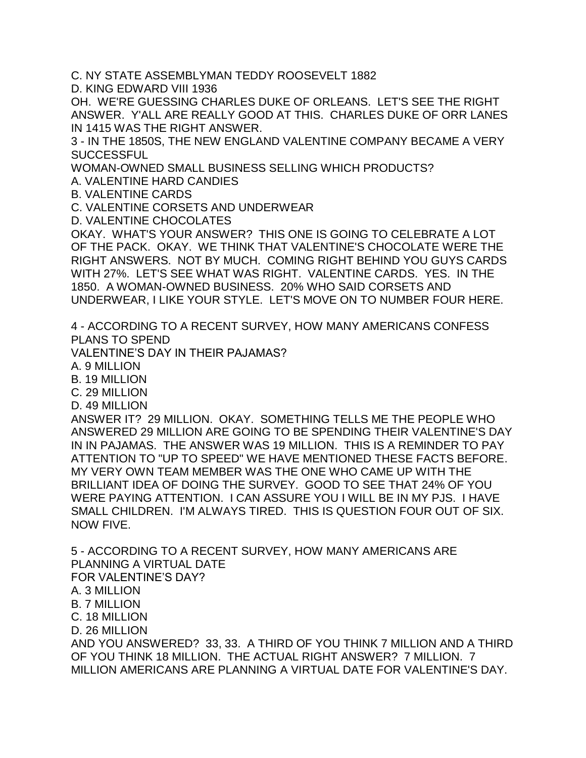C. NY STATE ASSEMBLYMAN TEDDY ROOSEVELT 1882
D. KING EDWARD VIII 1936

OH. WE'RE GUESSING CHARLES DUKE OF ORLEANS. LET'S SEE THE RIGHT ANSWER. Y'ALL ARE REALLY GOOD AT THIS. CHARLES DUKE OF ORR LANES IN 1415 WAS THE RIGHT ANSWER.

3 - IN THE 1850S, THE NEW ENGLAND VALENTINE COMPANY BECAME A VERY SUCCESSFUL
WOMAN-OWNED SMALL BUSINESS SELLING WHICH PRODUCTS?
A. VALENTINE HARD CANDIES
B. VALENTINE CARDS
C. VALENTINE CORSETS AND UNDERWEAR
D. VALENTINE CHOCOLATES

OKAY. WHAT'S YOUR ANSWER? THIS ONE IS GOING TO CELEBRATE A LOT OF THE PACK. OKAY. WE THINK THAT VALENTINE'S CHOCOLATE WERE THE RIGHT ANSWERS. NOT BY MUCH. COMING RIGHT BEHIND YOU GUYS CARDS WITH 27%. LET'S SEE WHAT WAS RIGHT. VALENTINE CARDS. YES. IN THE 1850. A WOMAN-OWNED BUSINESS. 20% WHO SAID CORSETS AND UNDERWEAR, I LIKE YOUR STYLE. LET'S MOVE ON TO NUMBER FOUR HERE.

4 - ACCORDING TO A RECENT SURVEY, HOW MANY AMERICANS CONFESS PLANS TO SPEND
VALENTINE'S DAY IN THEIR PAJAMAS?
A. 9 MILLION
B. 19 MILLION
C. 29 MILLION
D. 49 MILLION

ANSWER IT? 29 MILLION. OKAY. SOMETHING TELLS ME THE PEOPLE WHO ANSWERED 29 MILLION ARE GOING TO BE SPENDING THEIR VALENTINE'S DAY IN IN PAJAMAS. THE ANSWER WAS 19 MILLION. THIS IS A REMINDER TO PAY ATTENTION TO "UP TO SPEED" WE HAVE MENTIONED THESE FACTS BEFORE. MY VERY OWN TEAM MEMBER WAS THE ONE WHO CAME UP WITH THE BRILLIANT IDEA OF DOING THE SURVEY. GOOD TO SEE THAT 24% OF YOU WERE PAYING ATTENTION. I CAN ASSURE YOU I WILL BE IN MY PJS. I HAVE SMALL CHILDREN. I'M ALWAYS TIRED. THIS IS QUESTION FOUR OUT OF SIX. NOW FIVE.

5 - ACCORDING TO A RECENT SURVEY, HOW MANY AMERICANS ARE PLANNING A VIRTUAL DATE
FOR VALENTINE'S DAY?
A. 3 MILLION
B. 7 MILLION
C. 18 MILLION
D. 26 MILLION

AND YOU ANSWERED? 33, 33. A THIRD OF YOU THINK 7 MILLION AND A THIRD OF YOU THINK 18 MILLION. THE ACTUAL RIGHT ANSWER? 7 MILLION. 7 MILLION AMERICANS ARE PLANNING A VIRTUAL DATE FOR VALENTINE'S DAY.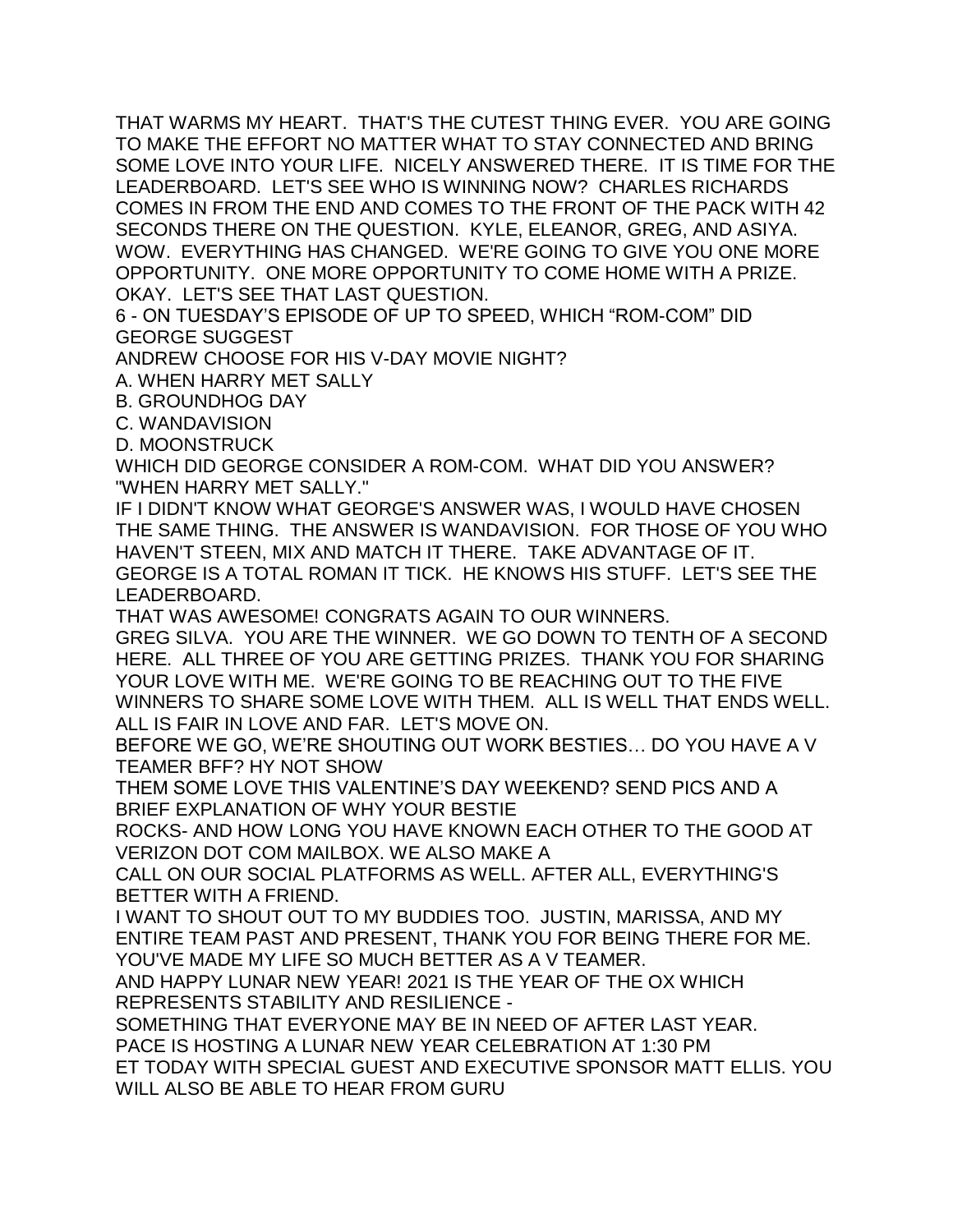THAT WARMS MY HEART. THAT'S THE CUTEST THING EVER. YOU ARE GOING TO MAKE THE EFFORT NO MATTER WHAT TO STAY CONNECTED AND BRING SOME LOVE INTO YOUR LIFE. NICELY ANSWERED THERE. IT IS TIME FOR THE LEADERBOARD. LET'S SEE WHO IS WINNING NOW? CHARLES RICHARDS COMES IN FROM THE END AND COMES TO THE FRONT OF THE PACK WITH 42 SECONDS THERE ON THE QUESTION. KYLE, ELEANOR, GREG, AND ASIYA. WOW. EVERYTHING HAS CHANGED. WE'RE GOING TO GIVE YOU ONE MORE OPPORTUNITY. ONE MORE OPPORTUNITY TO COME HOME WITH A PRIZE. OKAY. LET'S SEE THAT LAST QUESTION.

6 - ON TUESDAY'S EPISODE OF UP TO SPEED, WHICH "ROM-COM" DID GEORGE SUGGEST
ANDREW CHOOSE FOR HIS V-DAY MOVIE NIGHT?

A. WHEN HARRY MET SALLY
B. GROUNDHOG DAY
C. WANDAVISION
D. MOONSTRUCK

WHICH DID GEORGE CONSIDER A ROM-COM. WHAT DID YOU ANSWER? "WHEN HARRY MET SALLY."

IF I DIDN'T KNOW WHAT GEORGE'S ANSWER WAS, I WOULD HAVE CHOSEN THE SAME THING. THE ANSWER IS WANDAVISION. FOR THOSE OF YOU WHO HAVEN'T STEEN, MIX AND MATCH IT THERE. TAKE ADVANTAGE OF IT. GEORGE IS A TOTAL ROMAN IT TICK. HE KNOWS HIS STUFF. LET'S SEE THE LEADERBOARD.

THAT WAS AWESOME! CONGRATS AGAIN TO OUR WINNERS.

GREG SILVA. YOU ARE THE WINNER. WE GO DOWN TO TENTH OF A SECOND HERE. ALL THREE OF YOU ARE GETTING PRIZES. THANK YOU FOR SHARING YOUR LOVE WITH ME. WE'RE GOING TO BE REACHING OUT TO THE FIVE WINNERS TO SHARE SOME LOVE WITH THEM. ALL IS WELL THAT ENDS WELL. ALL IS FAIR IN LOVE AND FAR. LET'S MOVE ON.

BEFORE WE GO, WE'RE SHOUTING OUT WORK BESTIES… DO YOU HAVE A V TEAMER BFF? HY NOT SHOW
THEM SOME LOVE THIS VALENTINE'S DAY WEEKEND? SEND PICS AND A BRIEF EXPLANATION OF WHY YOUR BESTIE
ROCKS- AND HOW LONG YOU HAVE KNOWN EACH OTHER TO THE GOOD AT VERIZON DOT COM MAILBOX. WE ALSO MAKE A
CALL ON OUR SOCIAL PLATFORMS AS WELL. AFTER ALL, EVERYTHING'S BETTER WITH A FRIEND.

I WANT TO SHOUT OUT TO MY BUDDIES TOO. JUSTIN, MARISSA, AND MY ENTIRE TEAM PAST AND PRESENT, THANK YOU FOR BEING THERE FOR ME. YOU'VE MADE MY LIFE SO MUCH BETTER AS A V TEAMER.

AND HAPPY LUNAR NEW YEAR! 2021 IS THE YEAR OF THE OX WHICH REPRESENTS STABILITY AND RESILIENCE -
SOMETHING THAT EVERYONE MAY BE IN NEED OF AFTER LAST YEAR.
PACE IS HOSTING A LUNAR NEW YEAR CELEBRATION AT 1:30 PM
ET TODAY WITH SPECIAL GUEST AND EXECUTIVE SPONSOR MATT ELLIS. YOU WILL ALSO BE ABLE TO HEAR FROM GURU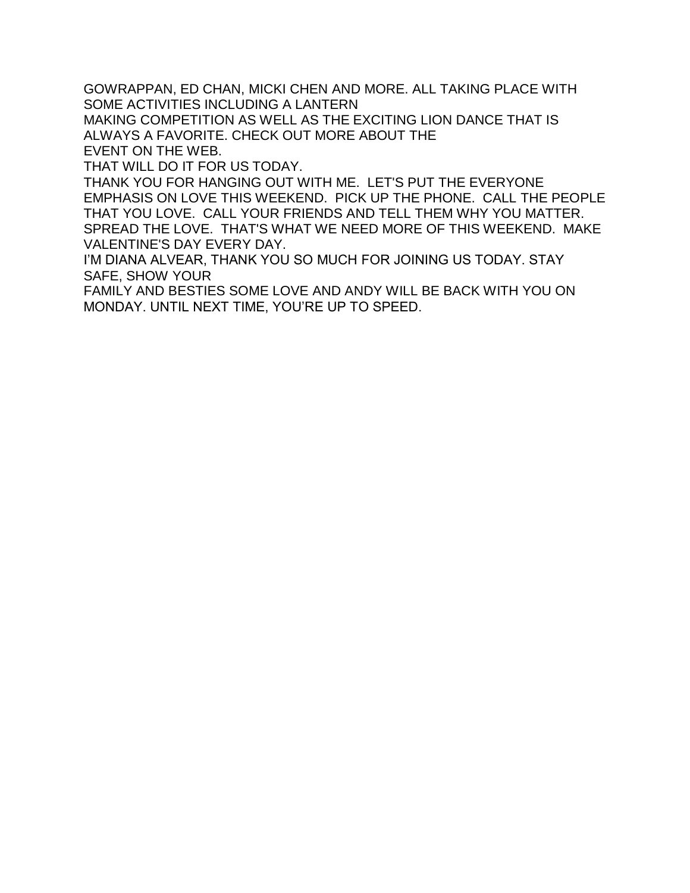GOWRAPPAN, ED CHAN, MICKI CHEN AND MORE. ALL TAKING PLACE WITH SOME ACTIVITIES INCLUDING A LANTERN
MAKING COMPETITION AS WELL AS THE EXCITING LION DANCE THAT IS ALWAYS A FAVORITE. CHECK OUT MORE ABOUT THE
EVENT ON THE WEB.
THAT WILL DO IT FOR US TODAY.
THANK YOU FOR HANGING OUT WITH ME. LET'S PUT THE EVERYONE EMPHASIS ON LOVE THIS WEEKEND. PICK UP THE PHONE. CALL THE PEOPLE THAT YOU LOVE. CALL YOUR FRIENDS AND TELL THEM WHY YOU MATTER. SPREAD THE LOVE. THAT'S WHAT WE NEED MORE OF THIS WEEKEND. MAKE VALENTINE'S DAY EVERY DAY.
I'M DIANA ALVEAR, THANK YOU SO MUCH FOR JOINING US TODAY. STAY SAFE, SHOW YOUR
FAMILY AND BESTIES SOME LOVE AND ANDY WILL BE BACK WITH YOU ON MONDAY. UNTIL NEXT TIME, YOU'RE UP TO SPEED.